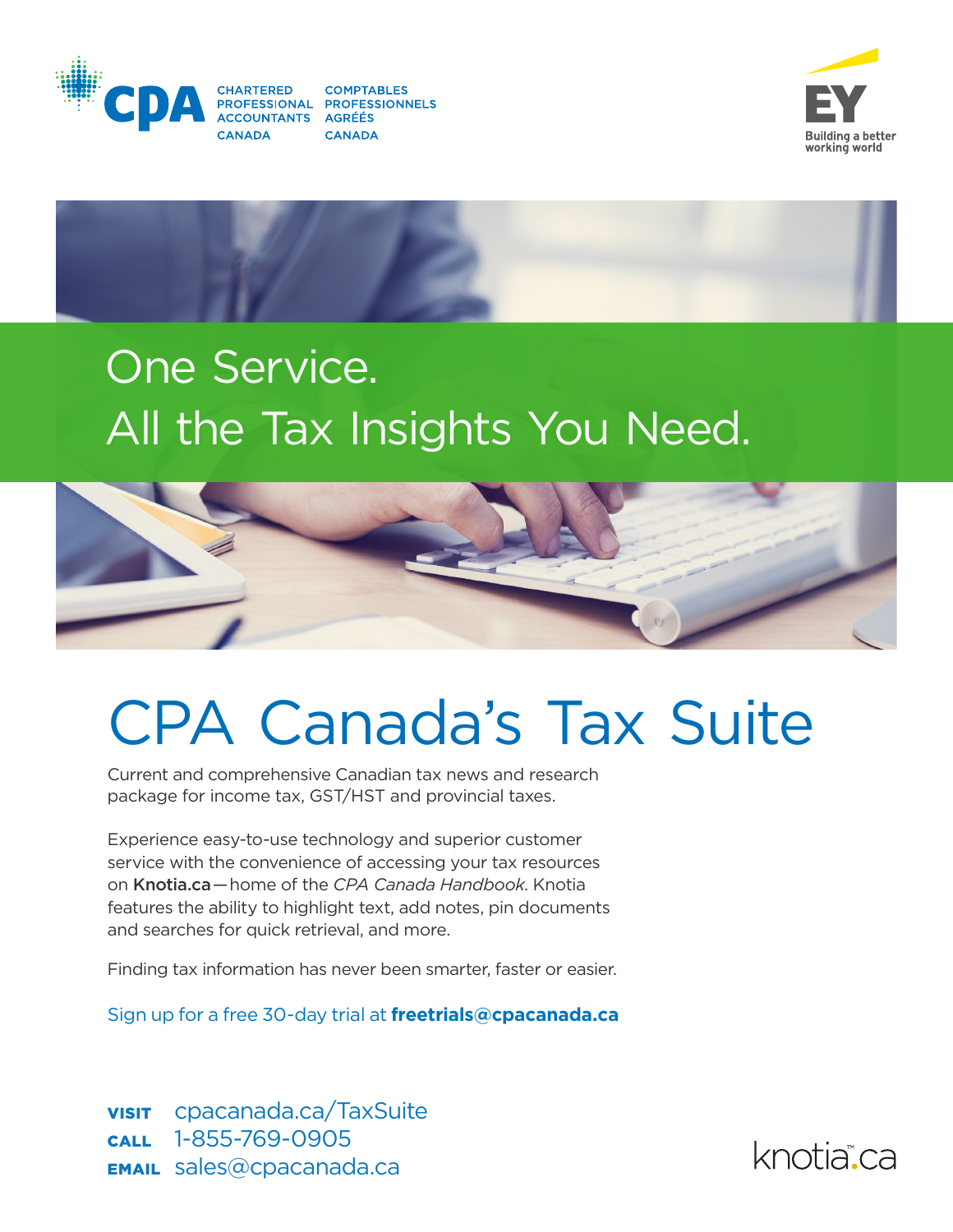CHARTERED PROFESSIONAL ACCOUNTANTS CANADA
COMPTABLES PROFESSIONNELS AGRÉÉS CANADA

EY
Building a better working world

One Service.
All the Tax Insights You Need.

# CPA Canada's Tax Suite

Current and comprehensive Canadian tax news and research package for income tax, GST/HST and provincial taxes.

Experience easy-to-use technology and superior customer service with the convenience of accessing your tax resources on **Knotia.ca**—home of the *CPA Canada Handbook*. Knotia features the ability to highlight text, add notes, pin documents and searches for quick retrieval, and more.

Finding tax information has never been smarter, faster or easier.

Sign up for a free 30-day trial at **freetrials@cpacanada.ca**

**VISIT** cpacanada.ca/TaxSuite
**CALL** 1-855-769-0905
**EMAIL** sales@cpacanada.ca

knotia.ca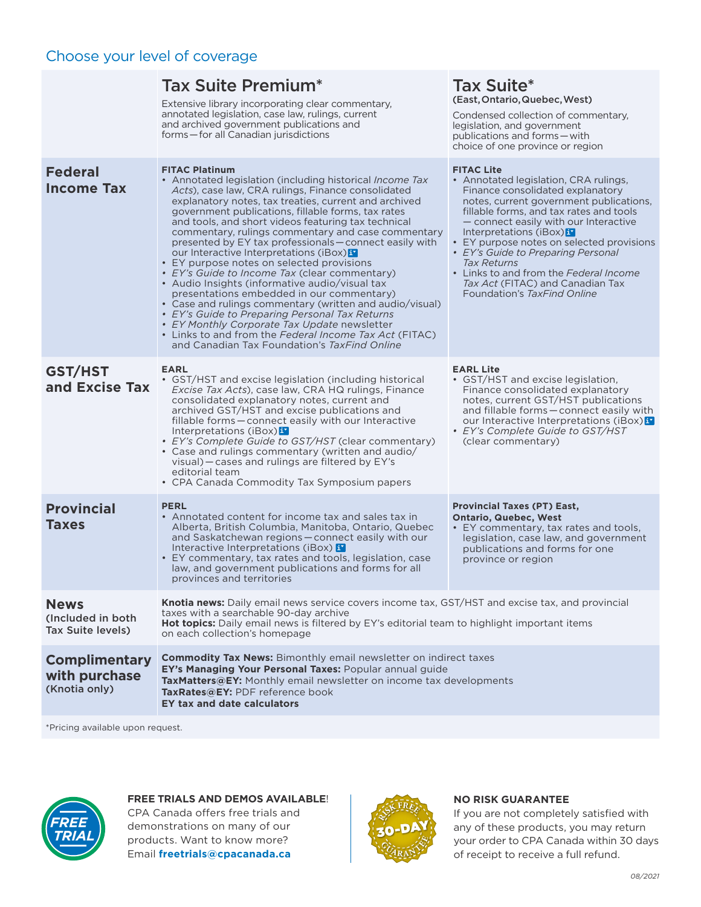## Choose your level of coverage

| | Tax Suite Premium* | Tax Suite* (East, Ontario, Quebec, West) |
|---|---|---|
| | Extensive library incorporating clear commentary, annotated legislation, case law, rulings, current and archived government publications and forms—for all Canadian jurisdictions | Condensed collection of commentary, legislation, and government publications and forms—with choice of one province or region |
| **Federal Income Tax** | **FITAC Platinum**<br>• Annotated legislation (including historical *Income Tax Acts*), case law, CRA rulings, Finance consolidated explanatory notes, tax treaties, current and archived government publications, fillable forms, tax rates and tools, and short videos featuring tax technical commentary, rulings commentary and case commentary presented by EY tax professionals—connect easily with our Interactive Interpretations (iBox)<br>• EY purpose notes on selected provisions<br>• *EY's Guide to Income Tax* (clear commentary)<br>• Audio Insights (informative audio/visual tax presentations embedded in our commentary)<br>• Case and rulings commentary (written and audio/visual)<br>• *EY's Guide to Preparing Personal Tax Returns*<br>• *EY Monthly Corporate Tax Update* newsletter<br>• Links to and from the *Federal Income Tax Act* (FITAC) and Canadian Tax Foundation's *TaxFind Online* | **FITAC Lite**<br>• Annotated legislation, CRA rulings, Finance consolidated explanatory notes, current government publications, fillable forms, and tax rates and tools — connect easily with our Interactive Interpretations (iBox)<br>• EY purpose notes on selected provisions<br>• *EY's Guide to Preparing Personal Tax Returns*<br>• Links to and from the *Federal Income Tax Act* (FITAC) and Canadian Tax Foundation's *TaxFind Online* |
| **GST/HST and Excise Tax** | **EARL**<br>• GST/HST and excise legislation (including historical *Excise Tax Acts*), case law, CRA HQ rulings, Finance consolidated explanatory notes, current and archived GST/HST and excise publications and fillable forms—connect easily with our Interactive Interpretations (iBox)<br>• *EY's Complete Guide to GST/HST* (clear commentary)<br>• Case and rulings commentary (written and audio/visual)—cases and rulings are filtered by EY's editorial team<br>• CPA Canada Commodity Tax Symposium papers | **EARL Lite**<br>• GST/HST and excise legislation, Finance consolidated explanatory notes, current GST/HST publications and fillable forms—connect easily with our Interactive Interpretations (iBox)<br>• *EY's Complete Guide to GST/HST* (clear commentary) |
| **Provincial Taxes** | **PERL**<br>• Annotated content for income tax and sales tax in Alberta, British Columbia, Manitoba, Ontario, Quebec and Saskatchewan regions—connect easily with our Interactive Interpretations (iBox)<br>• EY commentary, tax rates and tools, legislation, case law, and government publications and forms for all provinces and territories | **Provincial Taxes (PT) East, Ontario, Quebec, West**<br>• EY commentary, tax rates and tools, legislation, case law, and government publications and forms for one province or region |
| **News** (Included in both Tax Suite levels) | **Knotia news:** Daily email news service covers income tax, GST/HST and excise tax, and provincial taxes with a searchable 90-day archive<br>**Hot topics:** Daily email news is filtered by EY's editorial team to highlight important items on each collection's homepage | |
| **Complimentary with purchase** (Knotia only) | **Commodity Tax News:** Bimonthly email newsletter on indirect taxes<br>**EY's Managing Your Personal Taxes:** Popular annual guide<br>**TaxMatters@EY:** Monthly email newsletter on income tax developments<br>**TaxRates@EY:** PDF reference book<br>**EY tax and date calculators** | |

*Pricing available upon request.

**FREE TRIALS AND DEMOS AVAILABLE!**
CPA Canada offers free trials and demonstrations on many of our products. Want to know more? Email **freetrials@cpacanada.ca**

**NO RISK GUARANTEE**
If you are not completely satisfied with any of these products, you may return your order to CPA Canada within 30 days of receipt to receive a full refund.

08/2021